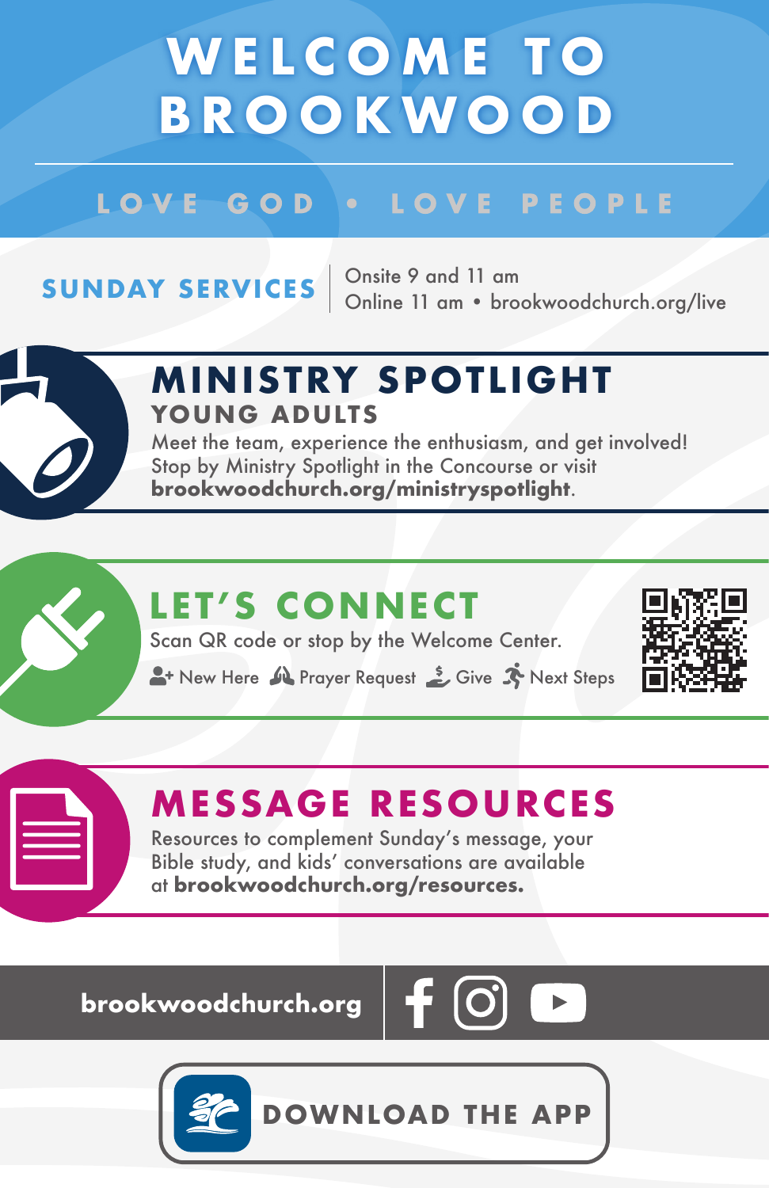# WELCOME TO BROOKWOOD

LOVE GOD • LOVE PEOPLE

**SUNDAY SERVICES**

Onsite 9 and 11 am
Online 11 am • brookwoodchurch.org/live

## MINISTRY SPOTLIGHT

### YOUNG ADULTS

Meet the team, experience the enthusiasm, and get involved! Stop by Ministry Spotlight in the Concourse or visit **brookwoodchurch.org/ministryspotlight**.

## LET'S CONNECT

Scan QR code or stop by the Welcome Center.

New Here · Prayer Request · Give · Next Steps

## MESSAGE RESOURCES

Resources to complement Sunday's message, your Bible study, and kids' conversations are available at **brookwoodchurch.org/resources.**

**brookwoodchurch.org**

**DOWNLOAD THE APP**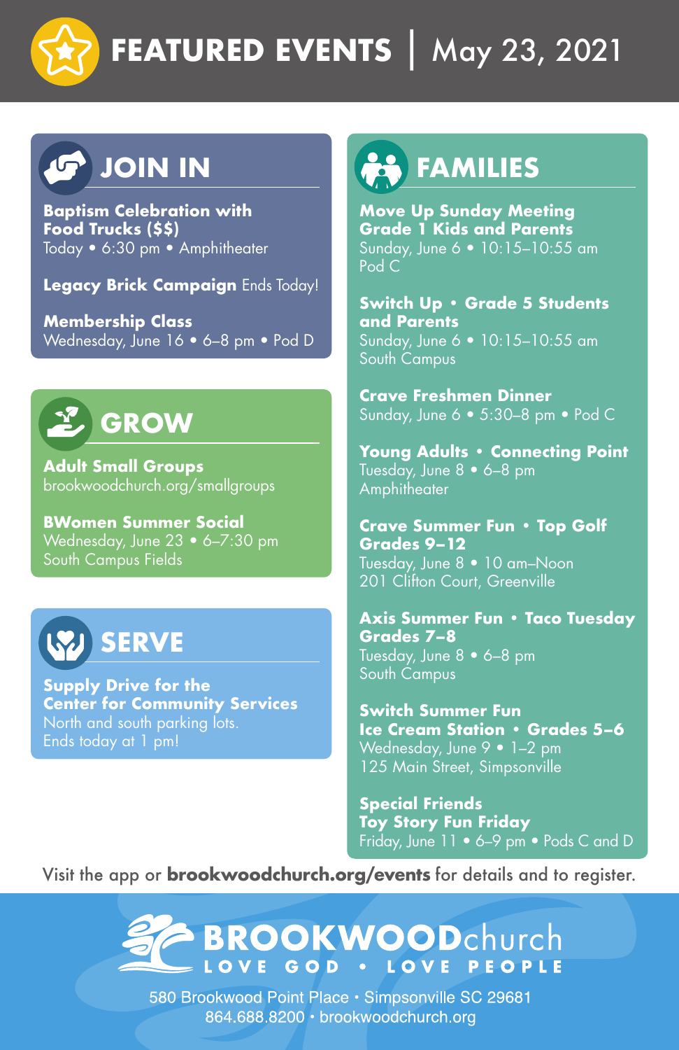# FEATURED EVENTS | May 23, 2021

## JOIN IN

**Baptism Celebration with Food Trucks ($$)**
Today • 6:30 pm • Amphitheater

**Legacy Brick Campaign** Ends Today!

**Membership Class**
Wednesday, June 16 • 6–8 pm • Pod D

## GROW

**Adult Small Groups**
brookwoodchurch.org/smallgroups

**BWomen Summer Social**
Wednesday, June 23 • 6–7:30 pm
South Campus Fields

## SERVE

**Supply Drive for the Center for Community Services**
North and south parking lots.
Ends today at 1 pm!

## FAMILIES

**Move Up Sunday Meeting Grade 1 Kids and Parents**
Sunday, June 6 • 10:15–10:55 am
Pod C

**Switch Up • Grade 5 Students and Parents**
Sunday, June 6 • 10:15–10:55 am
South Campus

**Crave Freshmen Dinner**
Sunday, June 6 • 5:30–8 pm • Pod C

**Young Adults • Connecting Point**
Tuesday, June 8 • 6–8 pm
Amphitheater

**Crave Summer Fun • Top Golf Grades 9–12**
Tuesday, June 8 • 10 am–Noon
201 Clifton Court, Greenville

**Axis Summer Fun • Taco Tuesday Grades 7–8**
Tuesday, June 8 • 6–8 pm
South Campus

**Switch Summer Fun Ice Cream Station • Grades 5–6**
Wednesday, June 9 • 1–2 pm
125 Main Street, Simpsonville

**Special Friends Toy Story Fun Friday**
Friday, June 11 • 6–9 pm • Pods C and D

Visit the app or **brookwoodchurch.org/events** for details and to register.

**BROOKWOOD**church
LOVE GOD • LOVE PEOPLE

580 Brookwood Point Place • Simpsonville SC 29681
864.688.8200 • brookwoodchurch.org